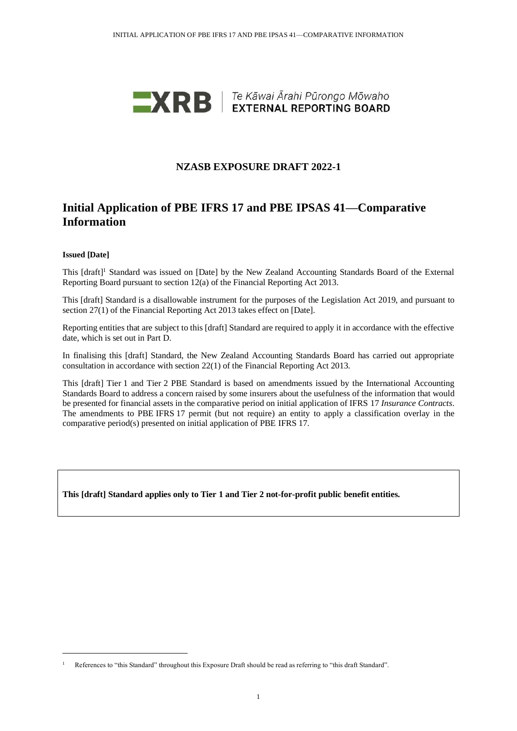**XRB** | Te Kāwai Ārahi Pūrongo Mōwaho
**EXTERNAL REPORTING BOARD**

## NZASB EXPOSURE DRAFT 2022-1

# Initial Application of PBE IFRS 17 and PBE IPSAS 41—Comparative Information

**Issued [Date]**

This [draft][1] Standard was issued on [Date] by the New Zealand Accounting Standards Board of the External Reporting Board pursuant to section 12(a) of the Financial Reporting Act 2013.

This [draft] Standard is a disallowable instrument for the purposes of the Legislation Act 2019, and pursuant to section 27(1) of the Financial Reporting Act 2013 takes effect on [Date].

Reporting entities that are subject to this [draft] Standard are required to apply it in accordance with the effective date, which is set out in Part D.

In finalising this [draft] Standard, the New Zealand Accounting Standards Board has carried out appropriate consultation in accordance with section 22(1) of the Financial Reporting Act 2013.

This [draft] Tier 1 and Tier 2 PBE Standard is based on amendments issued by the International Accounting Standards Board to address a concern raised by some insurers about the usefulness of the information that would be presented for financial assets in the comparative period on initial application of IFRS 17 *Insurance Contracts*. The amendments to PBE IFRS 17 permit (but not require) an entity to apply a classification overlay in the comparative period(s) presented on initial application of PBE IFRS 17.

**This [draft] Standard applies only to Tier 1 and Tier 2 not-for-profit public benefit entities.**

[1] References to "this Standard" throughout this Exposure Draft should be read as referring to "this draft Standard".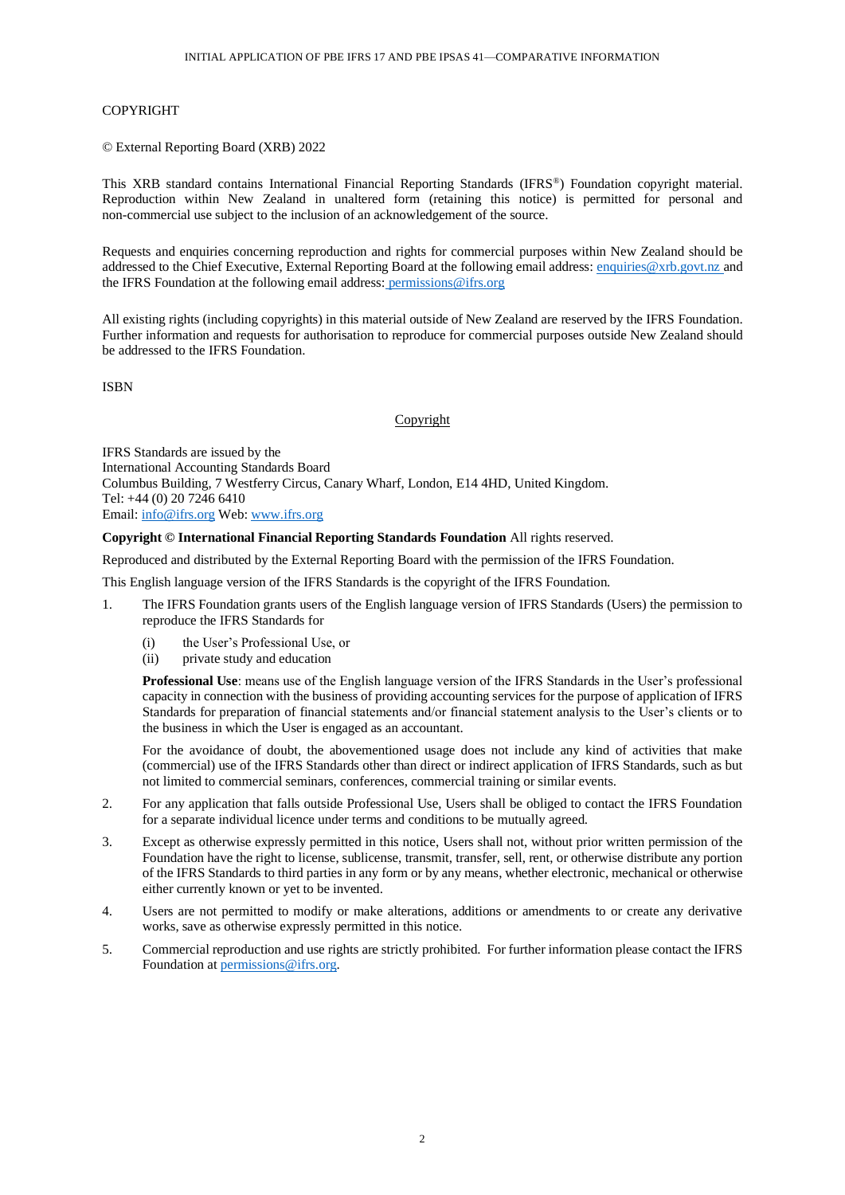COPYRIGHT

© External Reporting Board (XRB) 2022

This XRB standard contains International Financial Reporting Standards (IFRS®) Foundation copyright material. Reproduction within New Zealand in unaltered form (retaining this notice) is permitted for personal and non-commercial use subject to the inclusion of an acknowledgement of the source.

Requests and enquiries concerning reproduction and rights for commercial purposes within New Zealand should be addressed to the Chief Executive, External Reporting Board at the following email address: enquiries@xrb.govt.nz and the IFRS Foundation at the following email address: permissions@ifrs.org

All existing rights (including copyrights) in this material outside of New Zealand are reserved by the IFRS Foundation. Further information and requests for authorisation to reproduce for commercial purposes outside New Zealand should be addressed to the IFRS Foundation.

ISBN

Copyright

IFRS Standards are issued by the
International Accounting Standards Board
Columbus Building, 7 Westferry Circus, Canary Wharf, London, E14 4HD, United Kingdom.
Tel: +44 (0) 20 7246 6410
Email: info@ifrs.org Web: www.ifrs.org

**Copyright © International Financial Reporting Standards Foundation** All rights reserved.

Reproduced and distributed by the External Reporting Board with the permission of the IFRS Foundation.

This English language version of the IFRS Standards is the copyright of the IFRS Foundation.

1. The IFRS Foundation grants users of the English language version of IFRS Standards (Users) the permission to reproduce the IFRS Standards for

   (i) the User's Professional Use, or
   (ii) private study and education

   **Professional Use**: means use of the English language version of the IFRS Standards in the User's professional capacity in connection with the business of providing accounting services for the purpose of application of IFRS Standards for preparation of financial statements and/or financial statement analysis to the User's clients or to the business in which the User is engaged as an accountant.

   For the avoidance of doubt, the abovementioned usage does not include any kind of activities that make (commercial) use of the IFRS Standards other than direct or indirect application of IFRS Standards, such as but not limited to commercial seminars, conferences, commercial training or similar events.

2. For any application that falls outside Professional Use, Users shall be obliged to contact the IFRS Foundation for a separate individual licence under terms and conditions to be mutually agreed.

3. Except as otherwise expressly permitted in this notice, Users shall not, without prior written permission of the Foundation have the right to license, sublicense, transmit, transfer, sell, rent, or otherwise distribute any portion of the IFRS Standards to third parties in any form or by any means, whether electronic, mechanical or otherwise either currently known or yet to be invented.

4. Users are not permitted to modify or make alterations, additions or amendments to or create any derivative works, save as otherwise expressly permitted in this notice.

5. Commercial reproduction and use rights are strictly prohibited. For further information please contact the IFRS Foundation at permissions@ifrs.org.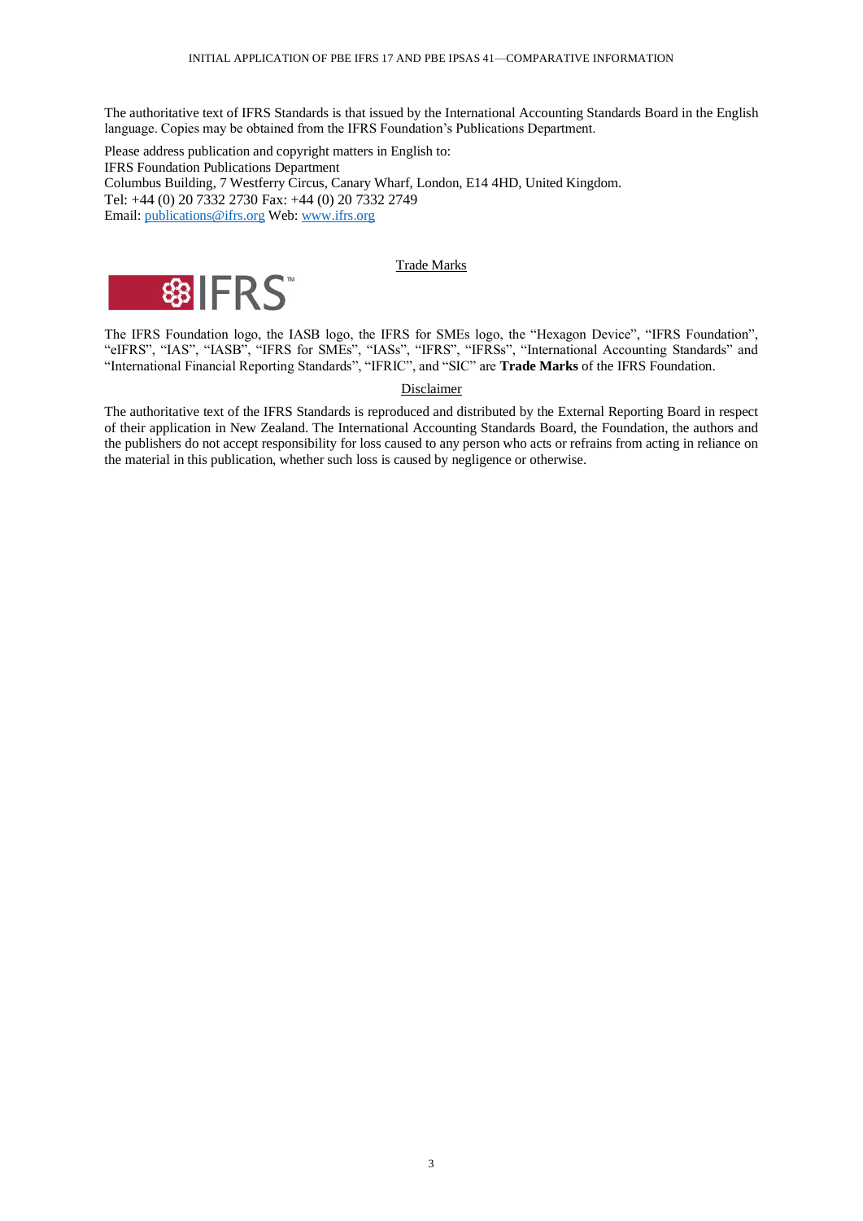The authoritative text of IFRS Standards is that issued by the International Accounting Standards Board in the English language. Copies may be obtained from the IFRS Foundation's Publications Department.

Please address publication and copyright matters in English to:
IFRS Foundation Publications Department
Columbus Building, 7 Westferry Circus, Canary Wharf, London, E14 4HD, United Kingdom.
Tel: +44 (0) 20 7332 2730 Fax: +44 (0) 20 7332 2749
Email: publications@ifrs.org Web: www.ifrs.org

Trade Marks

The IFRS Foundation logo, the IASB logo, the IFRS for SMEs logo, the "Hexagon Device", "IFRS Foundation", "eIFRS", "IAS", "IASB", "IFRS for SMEs", "IASs", "IFRS", "IFRSs", "International Accounting Standards" and "International Financial Reporting Standards", "IFRIC", and "SIC" are **Trade Marks** of the IFRS Foundation.

Disclaimer

The authoritative text of the IFRS Standards is reproduced and distributed by the External Reporting Board in respect of their application in New Zealand. The International Accounting Standards Board, the Foundation, the authors and the publishers do not accept responsibility for loss caused to any person who acts or refrains from acting in reliance on the material in this publication, whether such loss is caused by negligence or otherwise.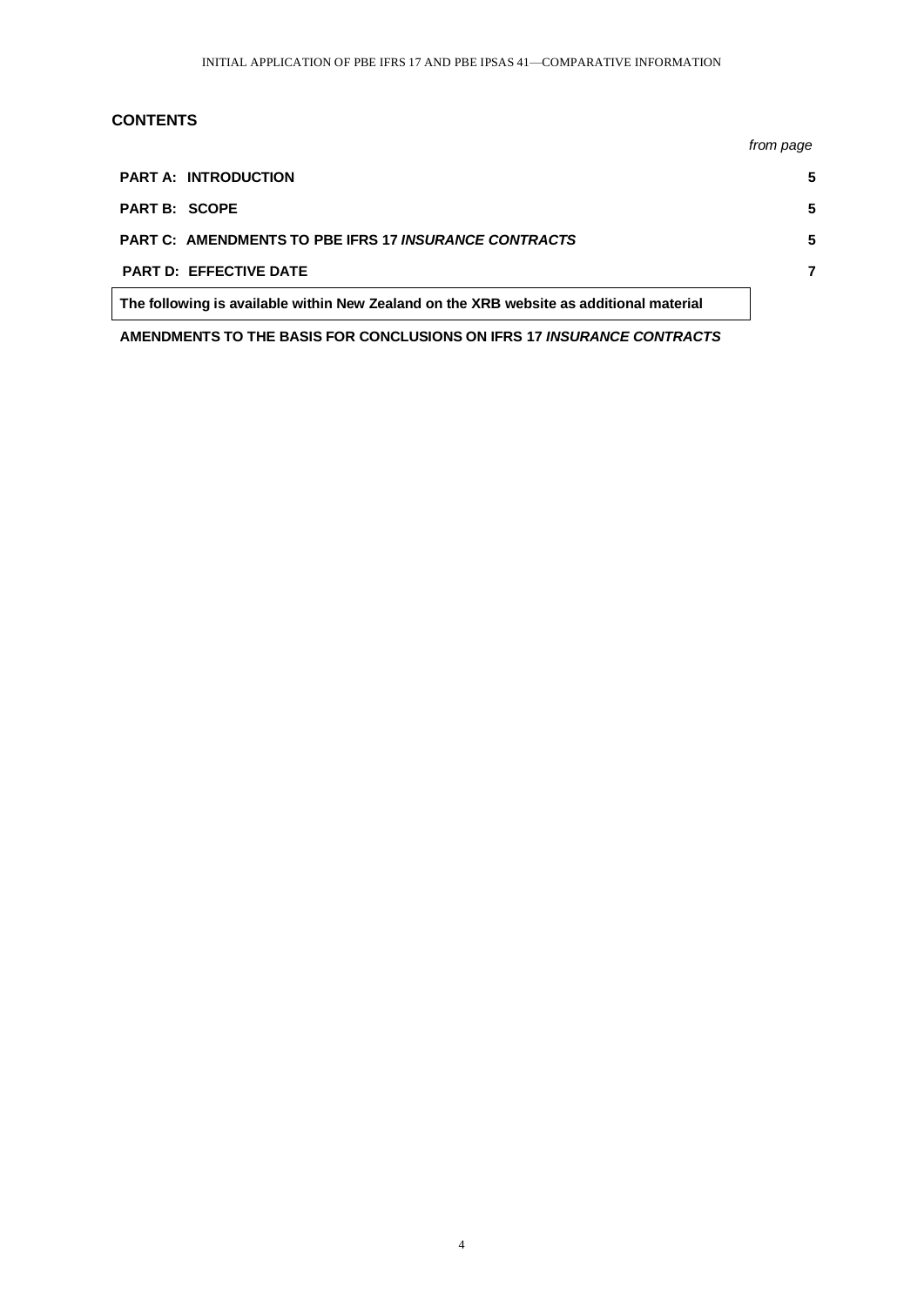## CONTENTS

| | *from page* |
|---|---|
| **PART A: INTRODUCTION** | **5** |
| **PART B: SCOPE** | **5** |
| **PART C: AMENDMENTS TO PBE IFRS 17 *INSURANCE CONTRACTS*** | **5** |
| **PART D: EFFECTIVE DATE** | **7** |

**The following is available within New Zealand on the XRB website as additional material**

**AMENDMENTS TO THE BASIS FOR CONCLUSIONS ON IFRS 17 *INSURANCE CONTRACTS***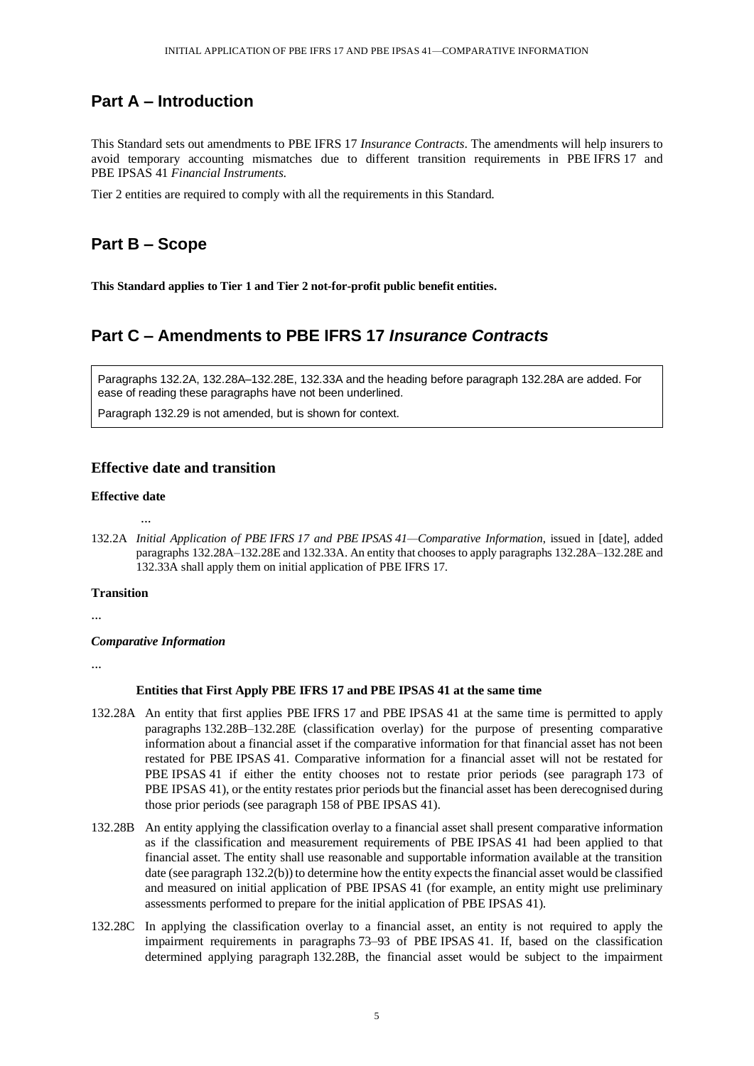## Part A – Introduction

This Standard sets out amendments to PBE IFRS 17 *Insurance Contracts*. The amendments will help insurers to avoid temporary accounting mismatches due to different transition requirements in PBE IFRS 17 and PBE IPSAS 41 *Financial Instruments*.

Tier 2 entities are required to comply with all the requirements in this Standard.

## Part B – Scope

**This Standard applies to Tier 1 and Tier 2 not-for-profit public benefit entities.**

## Part C – Amendments to PBE IFRS 17 *Insurance Contracts*

> Paragraphs 132.2A, 132.28A–132.28E, 132.33A and the heading before paragraph 132.28A are added. For ease of reading these paragraphs have not been underlined.
>
> Paragraph 132.29 is not amended, but is shown for context.

### Effective date and transition

#### Effective date

...

132.2A *Initial Application of PBE IFRS 17 and PBE IPSAS 41—Comparative Information*, issued in [date], added paragraphs 132.28A–132.28E and 132.33A. An entity that chooses to apply paragraphs 132.28A–132.28E and 132.33A shall apply them on initial application of PBE IFRS 17.

#### Transition

...

*Comparative Information*

...

**Entities that First Apply PBE IFRS 17 and PBE IPSAS 41 at the same time**

132.28A An entity that first applies PBE IFRS 17 and PBE IPSAS 41 at the same time is permitted to apply paragraphs 132.28B–132.28E (classification overlay) for the purpose of presenting comparative information about a financial asset if the comparative information for that financial asset has not been restated for PBE IPSAS 41. Comparative information for a financial asset will not be restated for PBE IPSAS 41 if either the entity chooses not to restate prior periods (see paragraph 173 of PBE IPSAS 41), or the entity restates prior periods but the financial asset has been derecognised during those prior periods (see paragraph 158 of PBE IPSAS 41).

132.28B An entity applying the classification overlay to a financial asset shall present comparative information as if the classification and measurement requirements of PBE IPSAS 41 had been applied to that financial asset. The entity shall use reasonable and supportable information available at the transition date (see paragraph 132.2(b)) to determine how the entity expects the financial asset would be classified and measured on initial application of PBE IPSAS 41 (for example, an entity might use preliminary assessments performed to prepare for the initial application of PBE IPSAS 41).

132.28C In applying the classification overlay to a financial asset, an entity is not required to apply the impairment requirements in paragraphs 73–93 of PBE IPSAS 41. If, based on the classification determined applying paragraph 132.28B, the financial asset would be subject to the impairment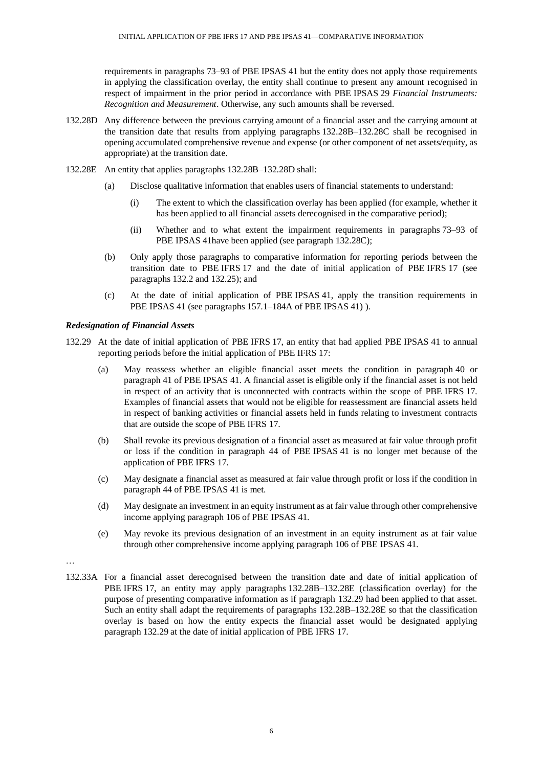requirements in paragraphs 73–93 of PBE IPSAS 41 but the entity does not apply those requirements in applying the classification overlay, the entity shall continue to present any amount recognised in respect of impairment in the prior period in accordance with PBE IPSAS 29 *Financial Instruments: Recognition and Measurement*. Otherwise, any such amounts shall be reversed.

132.28D Any difference between the previous carrying amount of a financial asset and the carrying amount at the transition date that results from applying paragraphs 132.28B–132.28C shall be recognised in opening accumulated comprehensive revenue and expense (or other component of net assets/equity, as appropriate) at the transition date.

132.28E An entity that applies paragraphs 132.28B–132.28D shall:

(a) Disclose qualitative information that enables users of financial statements to understand:

(i) The extent to which the classification overlay has been applied (for example, whether it has been applied to all financial assets derecognised in the comparative period);

(ii) Whether and to what extent the impairment requirements in paragraphs 73–93 of PBE IPSAS 41have been applied (see paragraph 132.28C);

(b) Only apply those paragraphs to comparative information for reporting periods between the transition date to PBE IFRS 17 and the date of initial application of PBE IFRS 17 (see paragraphs 132.2 and 132.25); and

(c) At the date of initial application of PBE IPSAS 41, apply the transition requirements in PBE IPSAS 41 (see paragraphs 157.1–184A of PBE IPSAS 41) ).

***Redesignation of Financial Assets***

132.29 At the date of initial application of PBE IFRS 17, an entity that had applied PBE IPSAS 41 to annual reporting periods before the initial application of PBE IFRS 17:

(a) May reassess whether an eligible financial asset meets the condition in paragraph 40 or paragraph 41 of PBE IPSAS 41. A financial asset is eligible only if the financial asset is not held in respect of an activity that is unconnected with contracts within the scope of PBE IFRS 17. Examples of financial assets that would not be eligible for reassessment are financial assets held in respect of banking activities or financial assets held in funds relating to investment contracts that are outside the scope of PBE IFRS 17.

(b) Shall revoke its previous designation of a financial asset as measured at fair value through profit or loss if the condition in paragraph 44 of PBE IPSAS 41 is no longer met because of the application of PBE IFRS 17.

(c) May designate a financial asset as measured at fair value through profit or loss if the condition in paragraph 44 of PBE IPSAS 41 is met.

(d) May designate an investment in an equity instrument as at fair value through other comprehensive income applying paragraph 106 of PBE IPSAS 41.

(e) May revoke its previous designation of an investment in an equity instrument as at fair value through other comprehensive income applying paragraph 106 of PBE IPSAS 41.

…

132.33A For a financial asset derecognised between the transition date and date of initial application of PBE IFRS 17, an entity may apply paragraphs 132.28B–132.28E (classification overlay) for the purpose of presenting comparative information as if paragraph 132.29 had been applied to that asset. Such an entity shall adapt the requirements of paragraphs 132.28B–132.28E so that the classification overlay is based on how the entity expects the financial asset would be designated applying paragraph 132.29 at the date of initial application of PBE IFRS 17.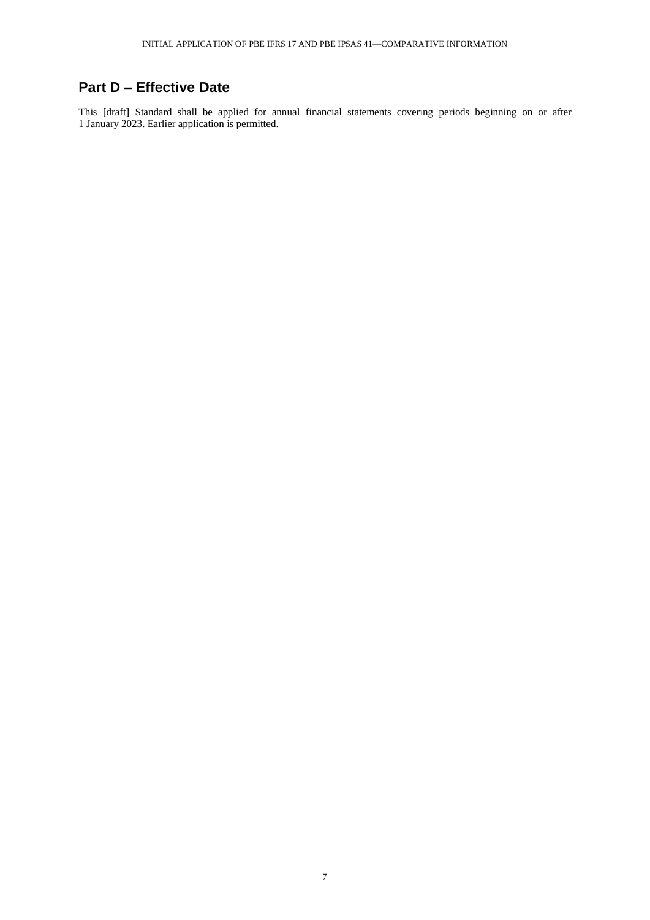## Part D – Effective Date

This [draft] Standard shall be applied for annual financial statements covering periods beginning on or after 1 January 2023. Earlier application is permitted.